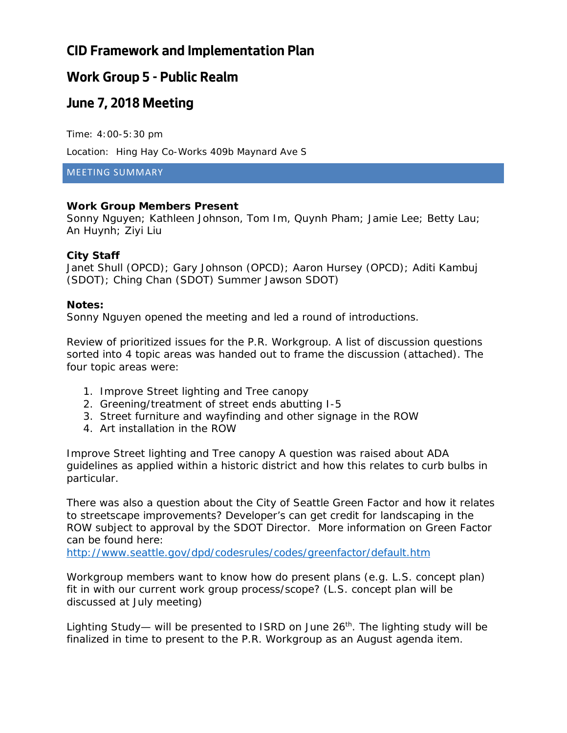# CID Framework and Implementation Plan

## Work Group 5 - Public Realm

## June 7, 2018 Meeting

Time: 4:00-5:30 pm

Location: Hing Hay Co-Works 409b Maynard Ave S

### MEETING SUMMARY

**Work Group Members Present**
Sonny Nguyen; Kathleen Johnson, Tom Im, Quynh Pham; Jamie Lee; Betty Lau; An Huynh; Ziyi Liu

**City Staff**
Janet Shull (OPCD); Gary Johnson (OPCD); Aaron Hursey (OPCD); Aditi Kambuj (SDOT); Ching Chan (SDOT) Summer Jawson SDOT)

**Notes:**
Sonny Nguyen opened the meeting and led a round of introductions.

Review of prioritized issues for the P.R. Workgroup. A list of discussion questions sorted into 4 topic areas was handed out to frame the discussion (attached). The four topic areas were:

1. Improve Street lighting and Tree canopy
2. Greening/treatment of street ends abutting I-5
3. Street furniture and wayfinding and other signage in the ROW
4. Art installation in the ROW

Improve Street lighting and Tree canopy A question was raised about ADA guidelines as applied within a historic district and how this relates to curb bulbs in particular.

There was also a question about the City of Seattle Green Factor and how it relates to streetscape improvements? Developer's can get credit for landscaping in the ROW subject to approval by the SDOT Director. More information on Green Factor can be found here:
http://www.seattle.gov/dpd/codesrules/codes/greenfactor/default.htm

Workgroup members want to know how do present plans (e.g. L.S. concept plan) fit in with our current work group process/scope? (L.S. concept plan will be discussed at July meeting)

Lighting Study— will be presented to ISRD on June 26th. The lighting study will be finalized in time to present to the P.R. Workgroup as an August agenda item.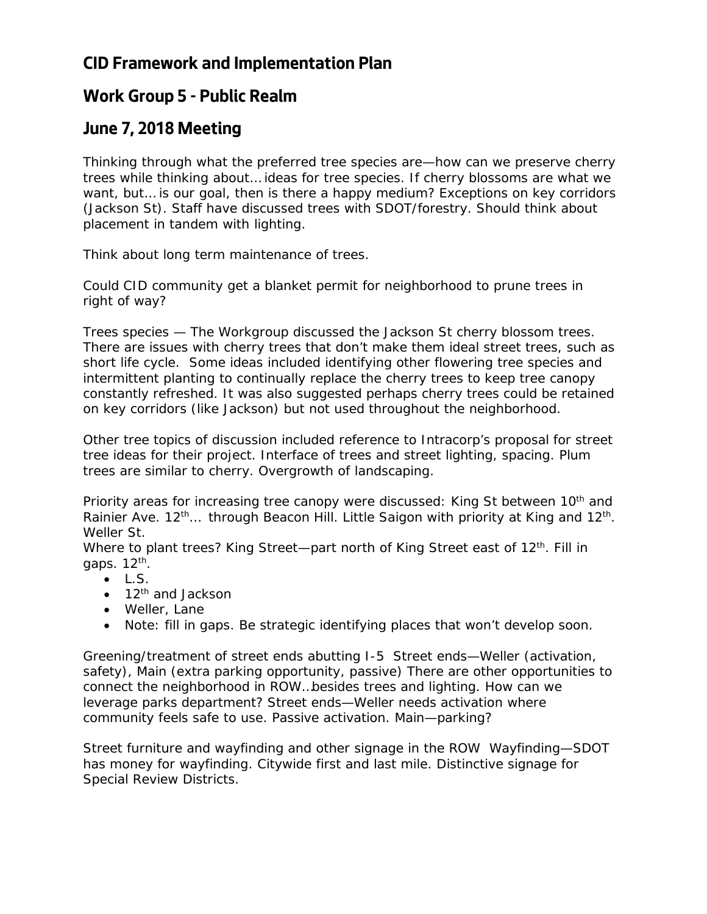## CID Framework and Implementation Plan

## Work Group 5 - Public Realm

## June 7, 2018 Meeting

Thinking through what the preferred tree species are—how can we preserve cherry trees while thinking about… ideas for tree species. If cherry blossoms are what we want, but… is our goal, then is there a happy medium? Exceptions on key corridors (Jackson St). Staff have discussed trees with SDOT/forestry. Should think about placement in tandem with lighting.

Think about long term maintenance of trees.

Could CID community get a blanket permit for neighborhood to prune trees in right of way?

Trees species — The Workgroup discussed the Jackson St cherry blossom trees. There are issues with cherry trees that don't make them ideal street trees, such as short life cycle. Some ideas included identifying other flowering tree species and intermittent planting to continually replace the cherry trees to keep tree canopy constantly refreshed. It was also suggested perhaps cherry trees could be retained on key corridors (like Jackson) but not used throughout the neighborhood.

Other tree topics of discussion included reference to Intracorp's proposal for street tree ideas for their project. Interface of trees and street lighting, spacing. Plum trees are similar to cherry. Overgrowth of landscaping.

Priority areas for increasing tree canopy were discussed: King St between 10th and Rainier Ave. 12th… through Beacon Hill. Little Saigon with priority at King and 12th. Weller St.
Where to plant trees? King Street—part north of King Street east of 12th. Fill in gaps. 12th.

- L.S.
- 12th and Jackson
- Weller, Lane
- Note: fill in gaps. Be strategic identifying places that won't develop soon.

Greening/treatment of street ends abutting I-5 Street ends—Weller (activation, safety), Main (extra parking opportunity, passive) There are other opportunities to connect the neighborhood in ROW…besides trees and lighting. How can we leverage parks department? Street ends—Weller needs activation where community feels safe to use. Passive activation. Main—parking?

Street furniture and wayfinding and other signage in the ROW Wayfinding—SDOT has money for wayfinding. Citywide first and last mile. Distinctive signage for Special Review Districts.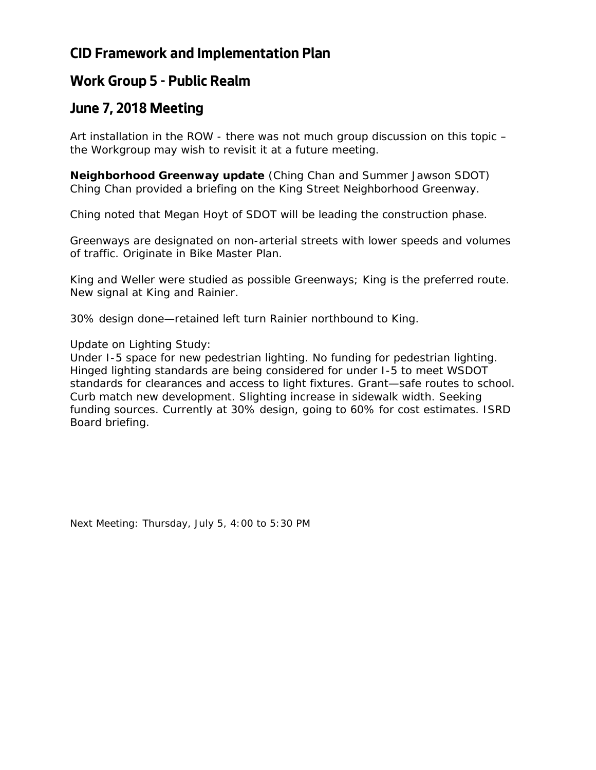## CID Framework and Implementation Plan

## Work Group 5 - Public Realm

## June 7, 2018 Meeting

Art installation in the ROW - there was not much group discussion on this topic – the Workgroup may wish to revisit it at a future meeting.

**Neighborhood Greenway update** (Ching Chan and Summer Jawson SDOT)
Ching Chan provided a briefing on the King Street Neighborhood Greenway.

Ching noted that Megan Hoyt of SDOT will be leading the construction phase.

Greenways are designated on non-arterial streets with lower speeds and volumes of traffic. Originate in Bike Master Plan.

King and Weller were studied as possible Greenways; King is the preferred route. New signal at King and Rainier.

30% design done—retained left turn Rainier northbound to King.

Update on Lighting Study:
Under I-5 space for new pedestrian lighting. No funding for pedestrian lighting. Hinged lighting standards are being considered for under I-5 to meet WSDOT standards for clearances and access to light fixtures. Grant—safe routes to school. Curb match new development. Slighting increase in sidewalk width. Seeking funding sources. Currently at 30% design, going to 60% for cost estimates. ISRD Board briefing.

Next Meeting: Thursday, July 5, 4:00 to 5:30 PM